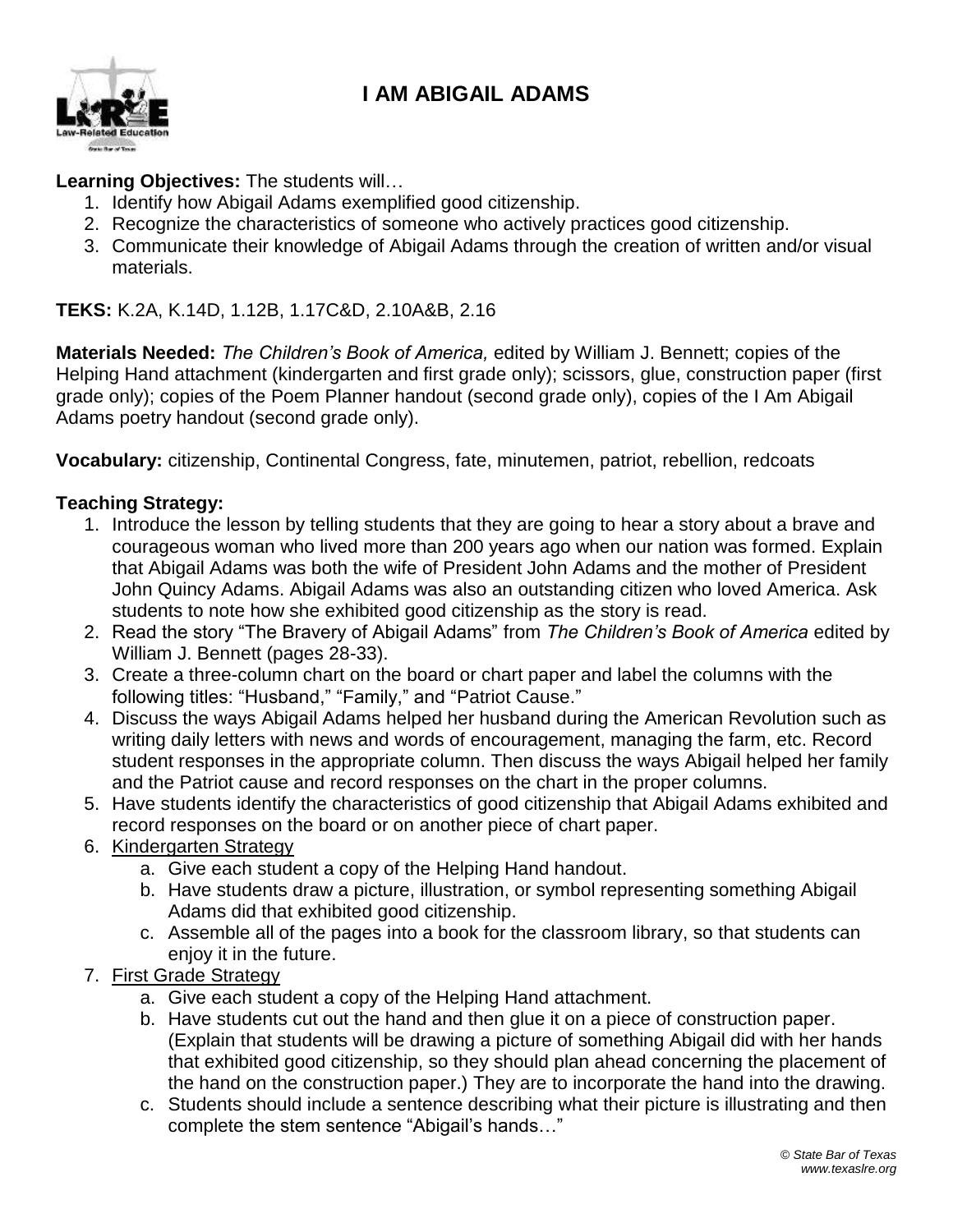# I AM ABIGAIL ADAMS

**Learning Objectives:** The students will…

1. Identify how Abigail Adams exemplified good citizenship.
2. Recognize the characteristics of someone who actively practices good citizenship.
3. Communicate their knowledge of Abigail Adams through the creation of written and/or visual materials.

**TEKS:** K.2A, K.14D, 1.12B, 1.17C&D, 2.10A&B, 2.16

**Materials Needed:** *The Children's Book of America,* edited by William J. Bennett; copies of the Helping Hand attachment (kindergarten and first grade only); scissors, glue, construction paper (first grade only); copies of the Poem Planner handout (second grade only), copies of the I Am Abigail Adams poetry handout (second grade only).

**Vocabulary:** citizenship, Continental Congress, fate, minutemen, patriot, rebellion, redcoats

**Teaching Strategy:**

1. Introduce the lesson by telling students that they are going to hear a story about a brave and courageous woman who lived more than 200 years ago when our nation was formed. Explain that Abigail Adams was both the wife of President John Adams and the mother of President John Quincy Adams. Abigail Adams was also an outstanding citizen who loved America. Ask students to note how she exhibited good citizenship as the story is read.
2. Read the story "The Bravery of Abigail Adams" from *The Children's Book of America* edited by William J. Bennett (pages 28-33).
3. Create a three-column chart on the board or chart paper and label the columns with the following titles: "Husband," "Family," and "Patriot Cause."
4. Discuss the ways Abigail Adams helped her husband during the American Revolution such as writing daily letters with news and words of encouragement, managing the farm, etc. Record student responses in the appropriate column. Then discuss the ways Abigail helped her family and the Patriot cause and record responses on the chart in the proper columns.
5. Have students identify the characteristics of good citizenship that Abigail Adams exhibited and record responses on the board or on another piece of chart paper.
6. Kindergarten Strategy
   a. Give each student a copy of the Helping Hand handout.
   b. Have students draw a picture, illustration, or symbol representing something Abigail Adams did that exhibited good citizenship.
   c. Assemble all of the pages into a book for the classroom library, so that students can enjoy it in the future.
7. First Grade Strategy
   a. Give each student a copy of the Helping Hand attachment.
   b. Have students cut out the hand and then glue it on a piece of construction paper. (Explain that students will be drawing a picture of something Abigail did with her hands that exhibited good citizenship, so they should plan ahead concerning the placement of the hand on the construction paper.) They are to incorporate the hand into the drawing.
   c. Students should include a sentence describing what their picture is illustrating and then complete the stem sentence "Abigail's hands…"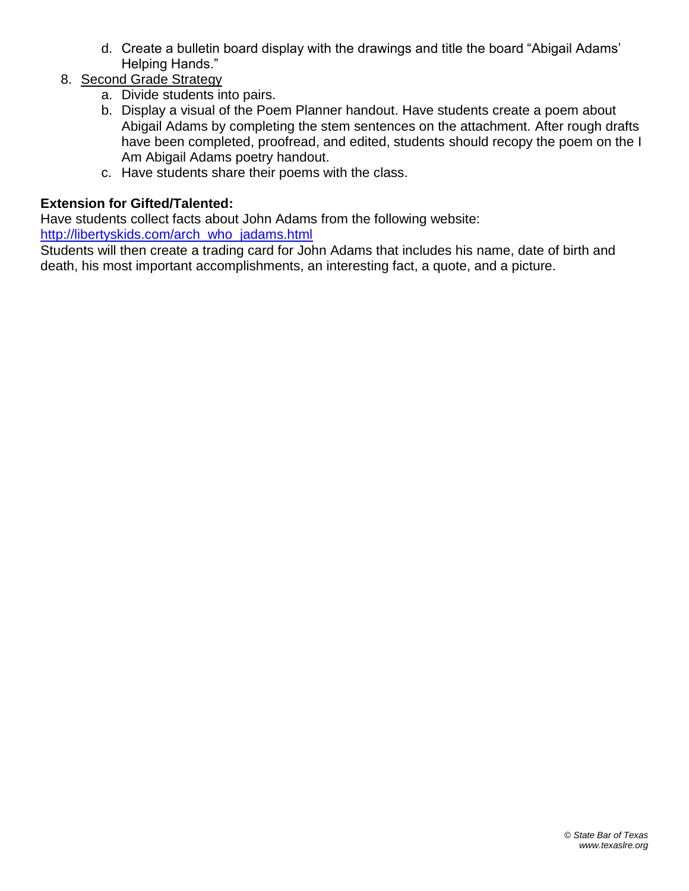d. Create a bulletin board display with the drawings and title the board "Abigail Adams' Helping Hands."

8. Second Grade Strategy
   a. Divide students into pairs.
   b. Display a visual of the Poem Planner handout. Have students create a poem about Abigail Adams by completing the stem sentences on the attachment. After rough drafts have been completed, proofread, and edited, students should recopy the poem on the I Am Abigail Adams poetry handout.
   c. Have students share their poems with the class.

**Extension for Gifted/Talented:**
Have students collect facts about John Adams from the following website:
[http://libertyskids.com/arch_who_jadams.html](http://libertyskids.com/arch_who_jadams.html)
Students will then create a trading card for John Adams that includes his name, date of birth and death, his most important accomplishments, an interesting fact, a quote, and a picture.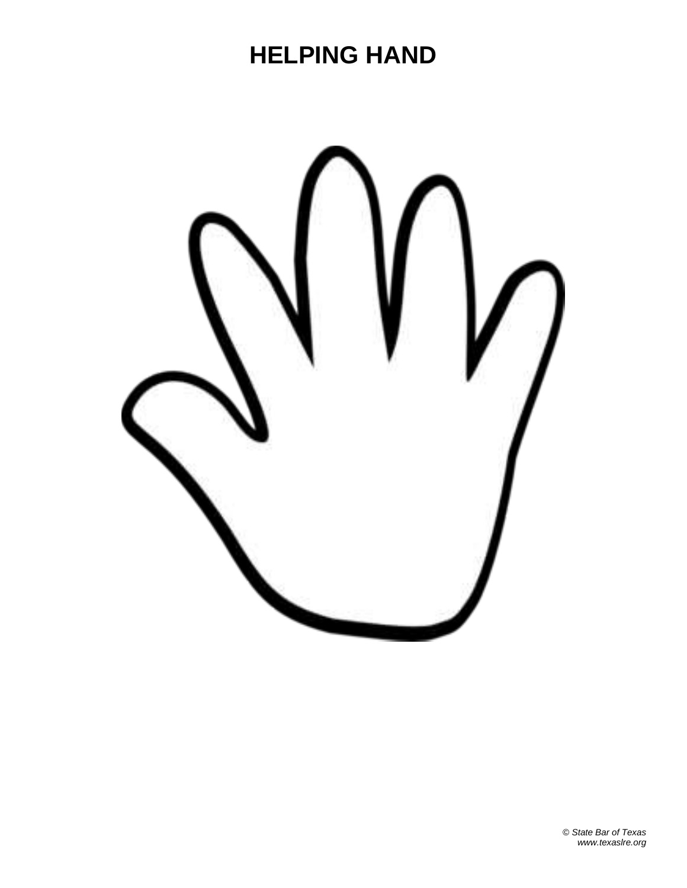# HELPING HAND

*© State Bar of Texas*
*www.texaslre.org*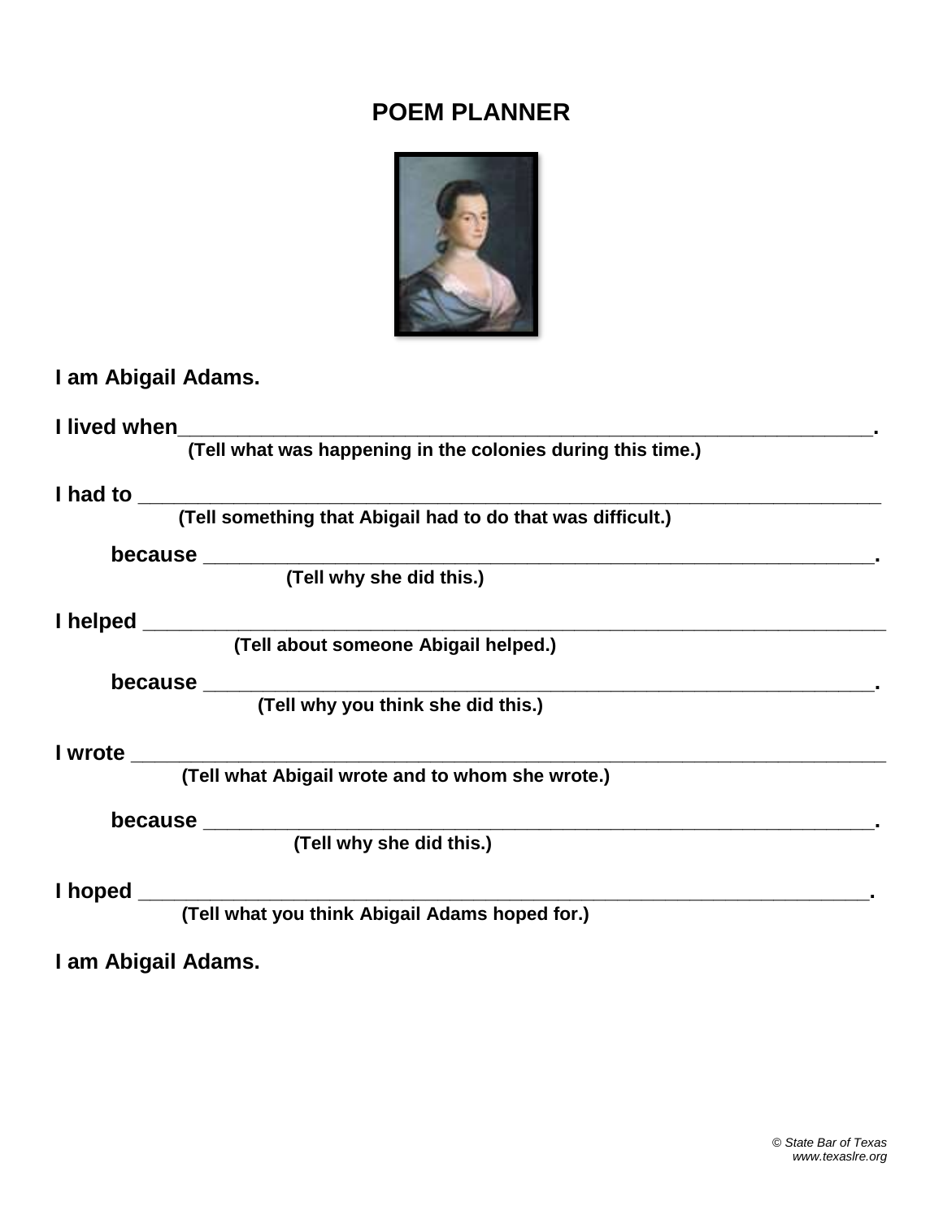# POEM PLANNER

**I am Abigail Adams.**

**I lived when**__________________________________________________________________.
**(Tell what was happening in the colonies during this time.)**

**I had to** ___________________________________________________________________
**(Tell something that Abigail had to do that was difficult.)**

**because** ____________________________________________________________.
**(Tell why she did this.)**

**I helped** ___________________________________________________________________
**(Tell about someone Abigail helped.)**

**because** ____________________________________________________________.
**(Tell why you think she did this.)**

**I wrote** ____________________________________________________________________
**(Tell what Abigail wrote and to whom she wrote.)**

**because** ____________________________________________________________.
**(Tell why she did this.)**

**I hoped** __________________________________________________________________.
**(Tell what you think Abigail Adams hoped for.)**

**I am Abigail Adams.**

*© State Bar of Texas*
*www.texaslre.org*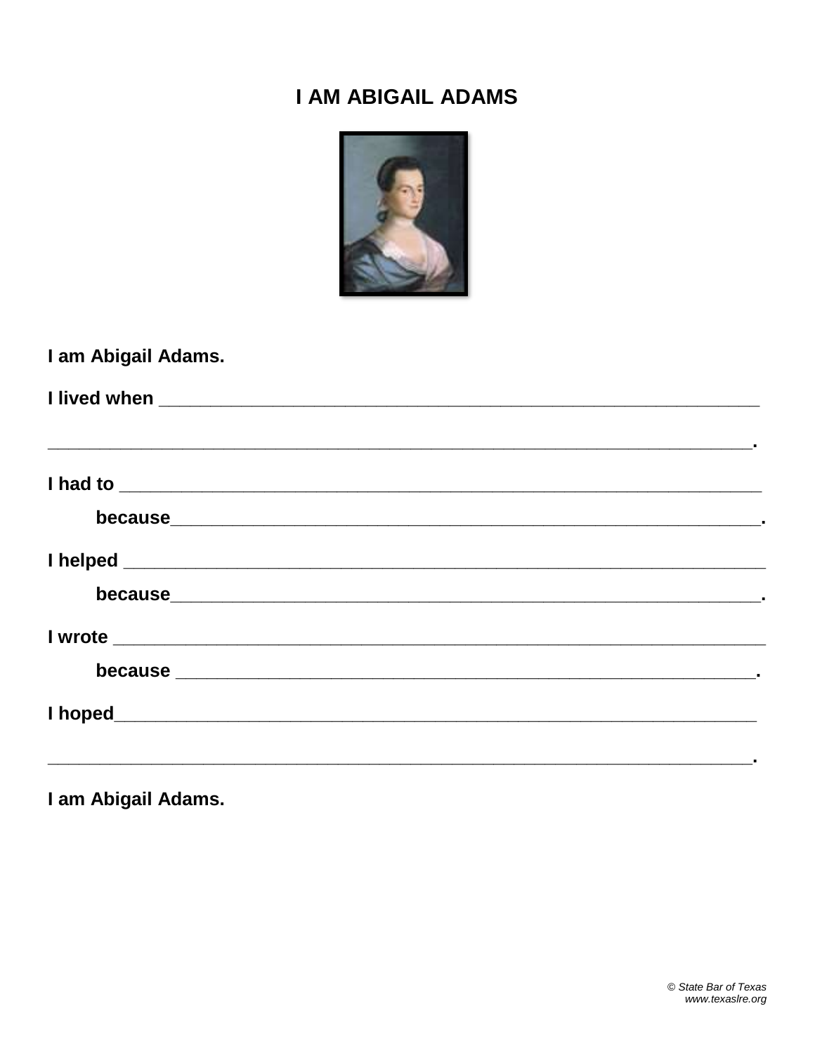# I AM ABIGAIL ADAMS

**I am Abigail Adams.**

**I lived when** ________________________________________________________________

________________________________________________________________________.

**I had to** ________________________________________________________________

**because**________________________________________________________________.

**I helped** ________________________________________________________________

**because**________________________________________________________________.

**I wrote** ________________________________________________________________

**because** ________________________________________________________________.

**I hoped**________________________________________________________________

________________________________________________________________________.

**I am Abigail Adams.**

*© State Bar of Texas*
*www.texaslre.org*